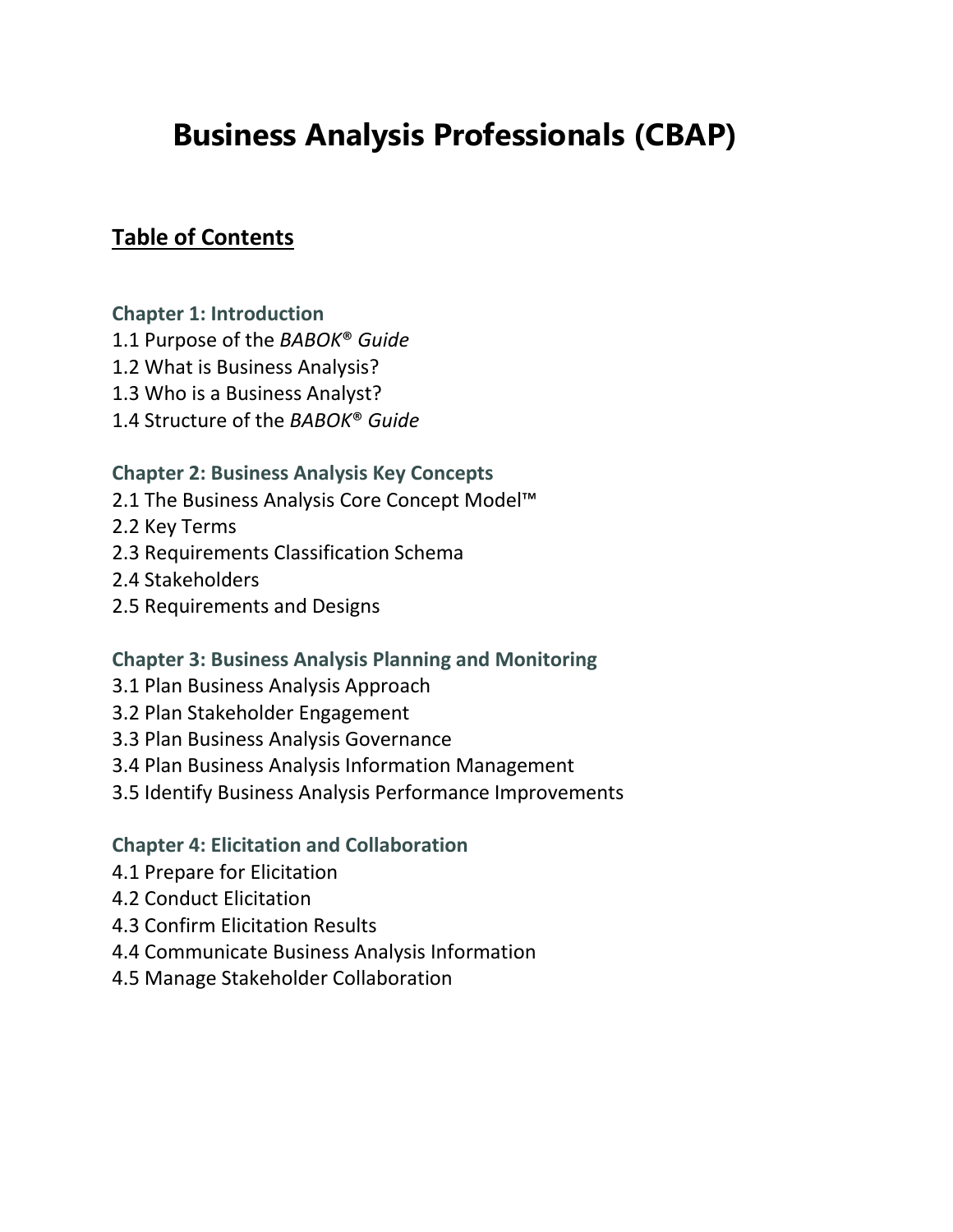# Business Analysis Professionals (CBAP)

## Table of Contents

### Chapter 1: Introduction

1.1 Purpose of the *BABOK® Guide*
1.2 What is Business Analysis?
1.3 Who is a Business Analyst?
1.4 Structure of the *BABOK® Guide*

### Chapter 2: Business Analysis Key Concepts

2.1 The Business Analysis Core Concept Model™
2.2 Key Terms
2.3 Requirements Classification Schema
2.4 Stakeholders
2.5 Requirements and Designs

### Chapter 3: Business Analysis Planning and Monitoring

3.1 Plan Business Analysis Approach
3.2 Plan Stakeholder Engagement
3.3 Plan Business Analysis Governance
3.4 Plan Business Analysis Information Management
3.5 Identify Business Analysis Performance Improvements

### Chapter 4: Elicitation and Collaboration

4.1 Prepare for Elicitation
4.2 Conduct Elicitation
4.3 Confirm Elicitation Results
4.4 Communicate Business Analysis Information
4.5 Manage Stakeholder Collaboration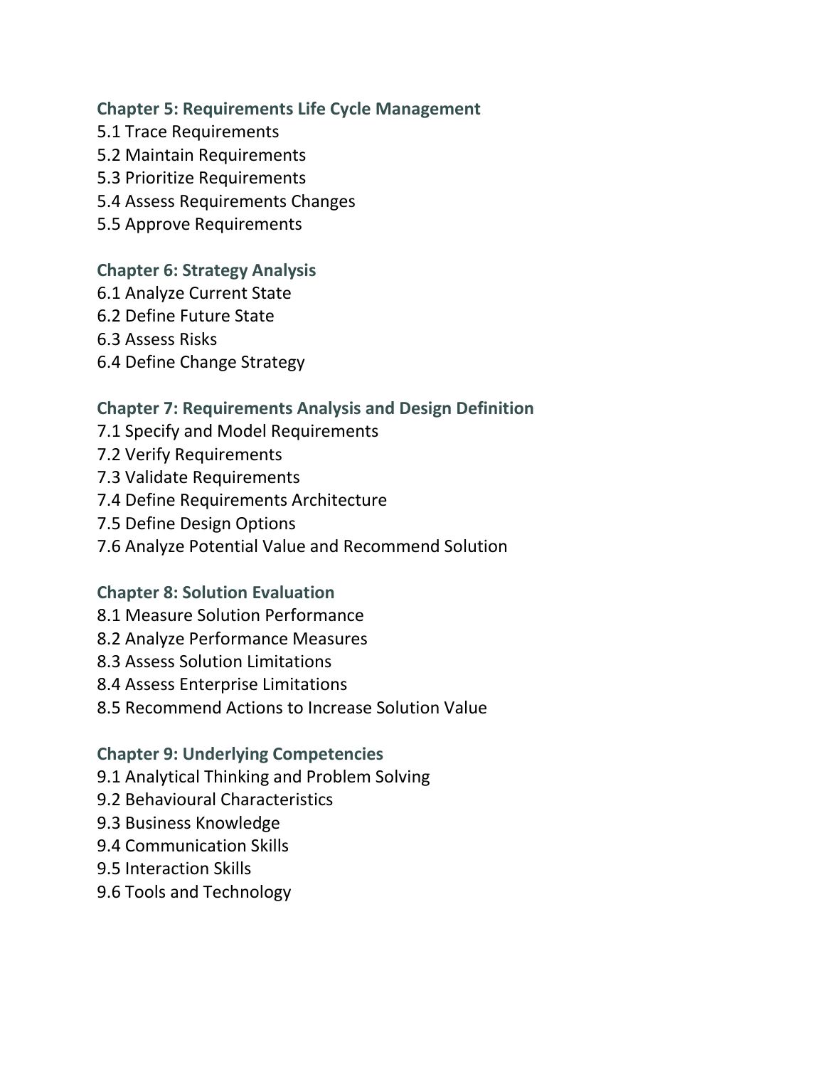### Chapter 5: Requirements Life Cycle Management

5.1 Trace Requirements
5.2 Maintain Requirements
5.3 Prioritize Requirements
5.4 Assess Requirements Changes
5.5 Approve Requirements

### Chapter 6: Strategy Analysis

6.1 Analyze Current State
6.2 Define Future State
6.3 Assess Risks
6.4 Define Change Strategy

### Chapter 7: Requirements Analysis and Design Definition

7.1 Specify and Model Requirements
7.2 Verify Requirements
7.3 Validate Requirements
7.4 Define Requirements Architecture
7.5 Define Design Options
7.6 Analyze Potential Value and Recommend Solution

### Chapter 8: Solution Evaluation

8.1 Measure Solution Performance
8.2 Analyze Performance Measures
8.3 Assess Solution Limitations
8.4 Assess Enterprise Limitations
8.5 Recommend Actions to Increase Solution Value

### Chapter 9: Underlying Competencies

9.1 Analytical Thinking and Problem Solving
9.2 Behavioural Characteristics
9.3 Business Knowledge
9.4 Communication Skills
9.5 Interaction Skills
9.6 Tools and Technology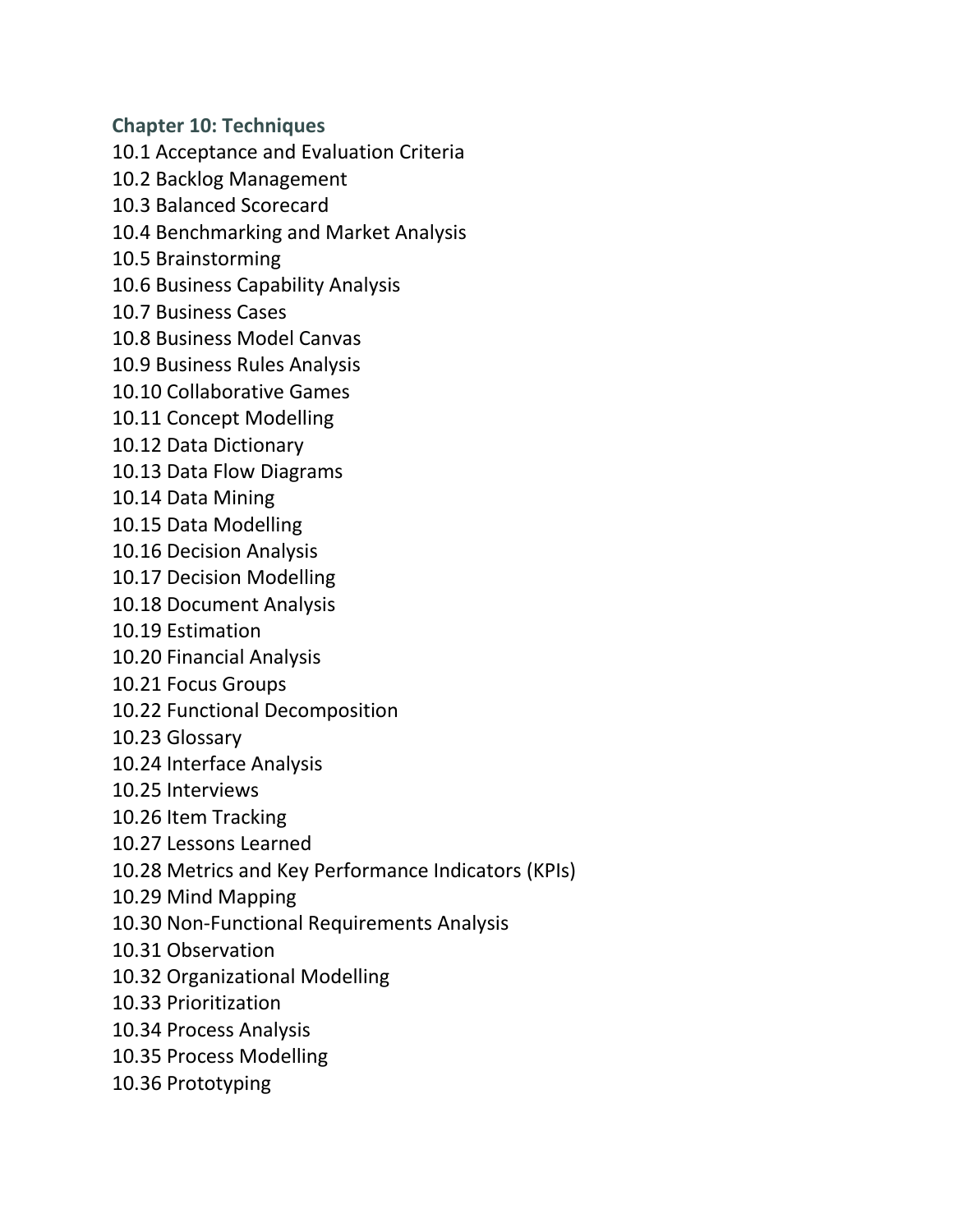## Chapter 10: Techniques

10.1 Acceptance and Evaluation Criteria
10.2 Backlog Management
10.3 Balanced Scorecard
10.4 Benchmarking and Market Analysis
10.5 Brainstorming
10.6 Business Capability Analysis
10.7 Business Cases
10.8 Business Model Canvas
10.9 Business Rules Analysis
10.10 Collaborative Games
10.11 Concept Modelling
10.12 Data Dictionary
10.13 Data Flow Diagrams
10.14 Data Mining
10.15 Data Modelling
10.16 Decision Analysis
10.17 Decision Modelling
10.18 Document Analysis
10.19 Estimation
10.20 Financial Analysis
10.21 Focus Groups
10.22 Functional Decomposition
10.23 Glossary
10.24 Interface Analysis
10.25 Interviews
10.26 Item Tracking
10.27 Lessons Learned
10.28 Metrics and Key Performance Indicators (KPIs)
10.29 Mind Mapping
10.30 Non-Functional Requirements Analysis
10.31 Observation
10.32 Organizational Modelling
10.33 Prioritization
10.34 Process Analysis
10.35 Process Modelling
10.36 Prototyping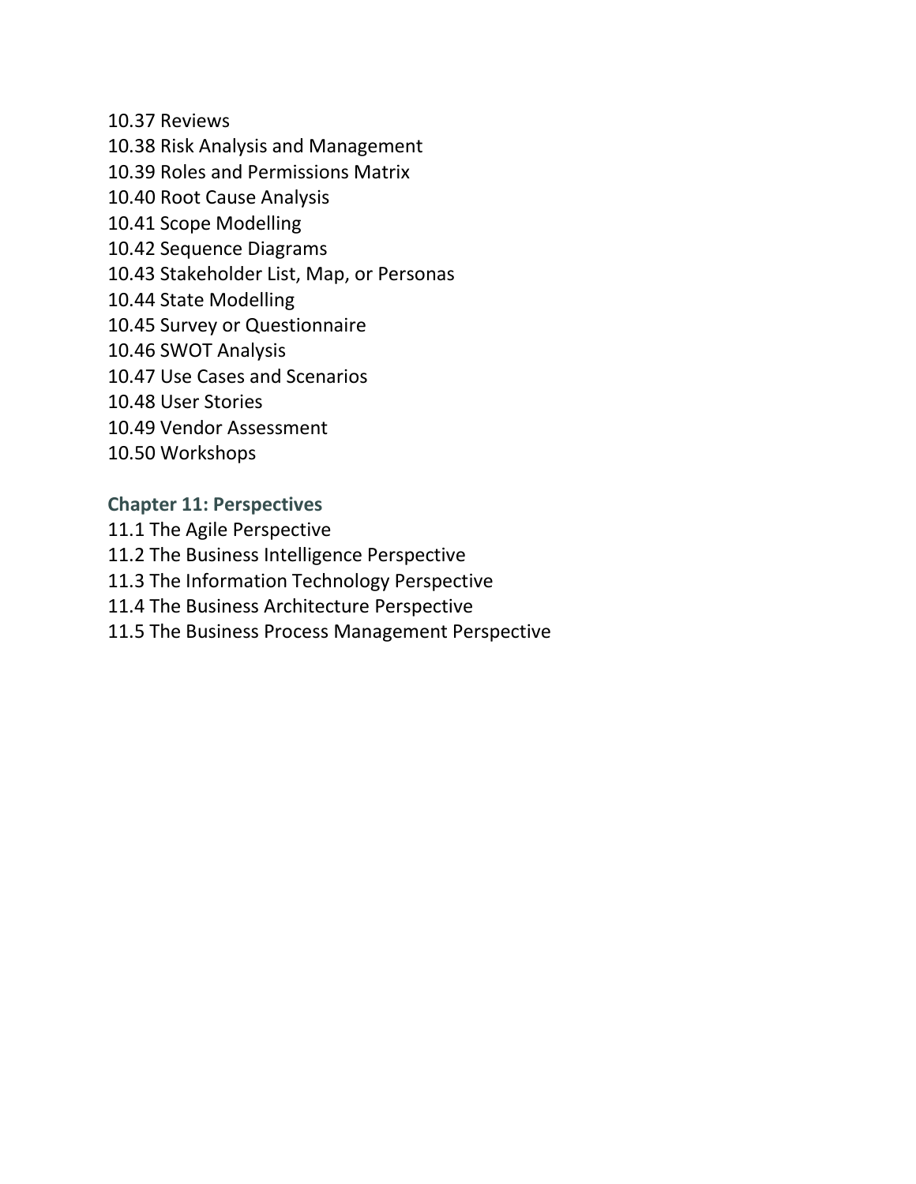10.37 Reviews
10.38 Risk Analysis and Management
10.39 Roles and Permissions Matrix
10.40 Root Cause Analysis
10.41 Scope Modelling
10.42 Sequence Diagrams
10.43 Stakeholder List, Map, or Personas
10.44 State Modelling
10.45 Survey or Questionnaire
10.46 SWOT Analysis
10.47 Use Cases and Scenarios
10.48 User Stories
10.49 Vendor Assessment
10.50 Workshops

### Chapter 11: Perspectives

11.1 The Agile Perspective
11.2 The Business Intelligence Perspective
11.3 The Information Technology Perspective
11.4 The Business Architecture Perspective
11.5 The Business Process Management Perspective